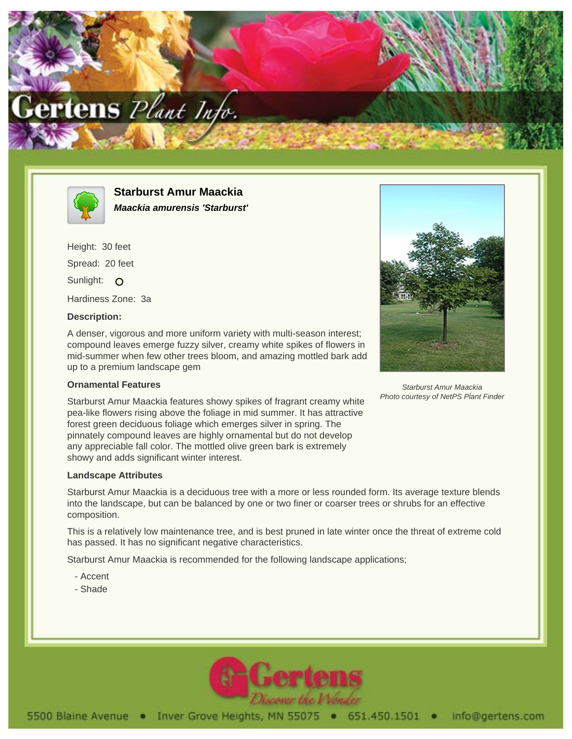# Starburst Amur Maackia

***Maackia amurensis 'Starburst'***

Height: 30 feet

Spread: 20 feet

Sunlight: O

Hardiness Zone: 3a

**Description:**

A denser, vigorous and more uniform variety with multi-season interest; compound leaves emerge fuzzy silver, creamy white spikes of flowers in mid-summer when few other trees bloom, and amazing mottled bark add up to a premium landscape gem

*Starburst Amur Maackia*
*Photo courtesy of NetPS Plant Finder*

**Ornamental Features**

Starburst Amur Maackia features showy spikes of fragrant creamy white pea-like flowers rising above the foliage in mid summer. It has attractive forest green deciduous foliage which emerges silver in spring. The pinnately compound leaves are highly ornamental but do not develop any appreciable fall color. The mottled olive green bark is extremely showy and adds significant winter interest.

**Landscape Attributes**

Starburst Amur Maackia is a deciduous tree with a more or less rounded form. Its average texture blends into the landscape, but can be balanced by one or two finer or coarser trees or shrubs for an effective composition.

This is a relatively low maintenance tree, and is best pruned in late winter once the threat of extreme cold has passed. It has no significant negative characteristics.

Starburst Amur Maackia is recommended for the following landscape applications;

- Accent
- Shade

Gertens
*Discover the Wonder*

5500 Blaine Avenue • Inver Grove Heights, MN 55075 • 651.450.1501 • info@gertens.com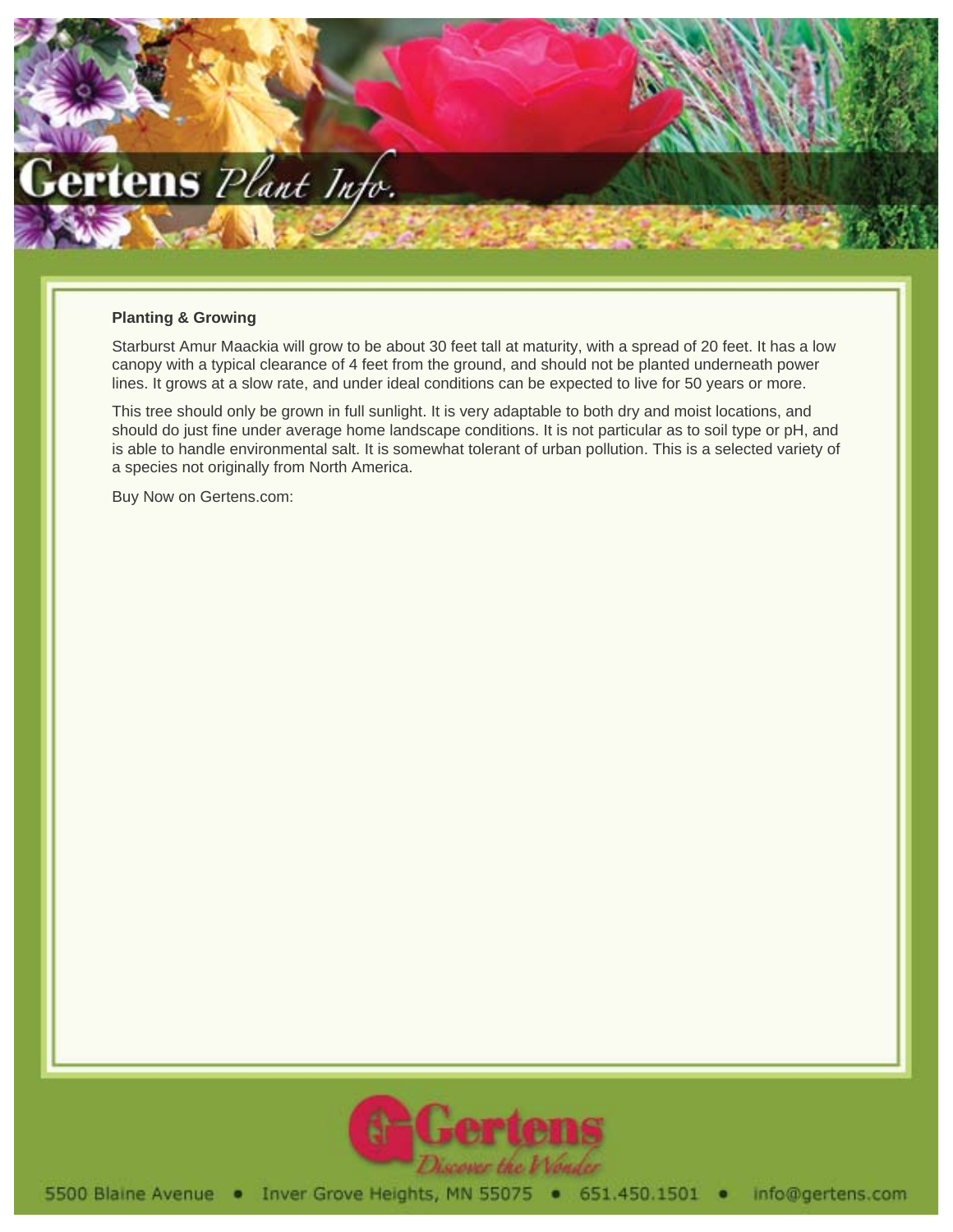### Planting & Growing

Starburst Amur Maackia will grow to be about 30 feet tall at maturity, with a spread of 20 feet. It has a low canopy with a typical clearance of 4 feet from the ground, and should not be planted underneath power lines. It grows at a slow rate, and under ideal conditions can be expected to live for 50 years or more.

This tree should only be grown in full sunlight. It is very adaptable to both dry and moist locations, and should do just fine under average home landscape conditions. It is not particular as to soil type or pH, and is able to handle environmental salt. It is somewhat tolerant of urban pollution. This is a selected variety of a species not originally from North America.

Buy Now on Gertens.com: